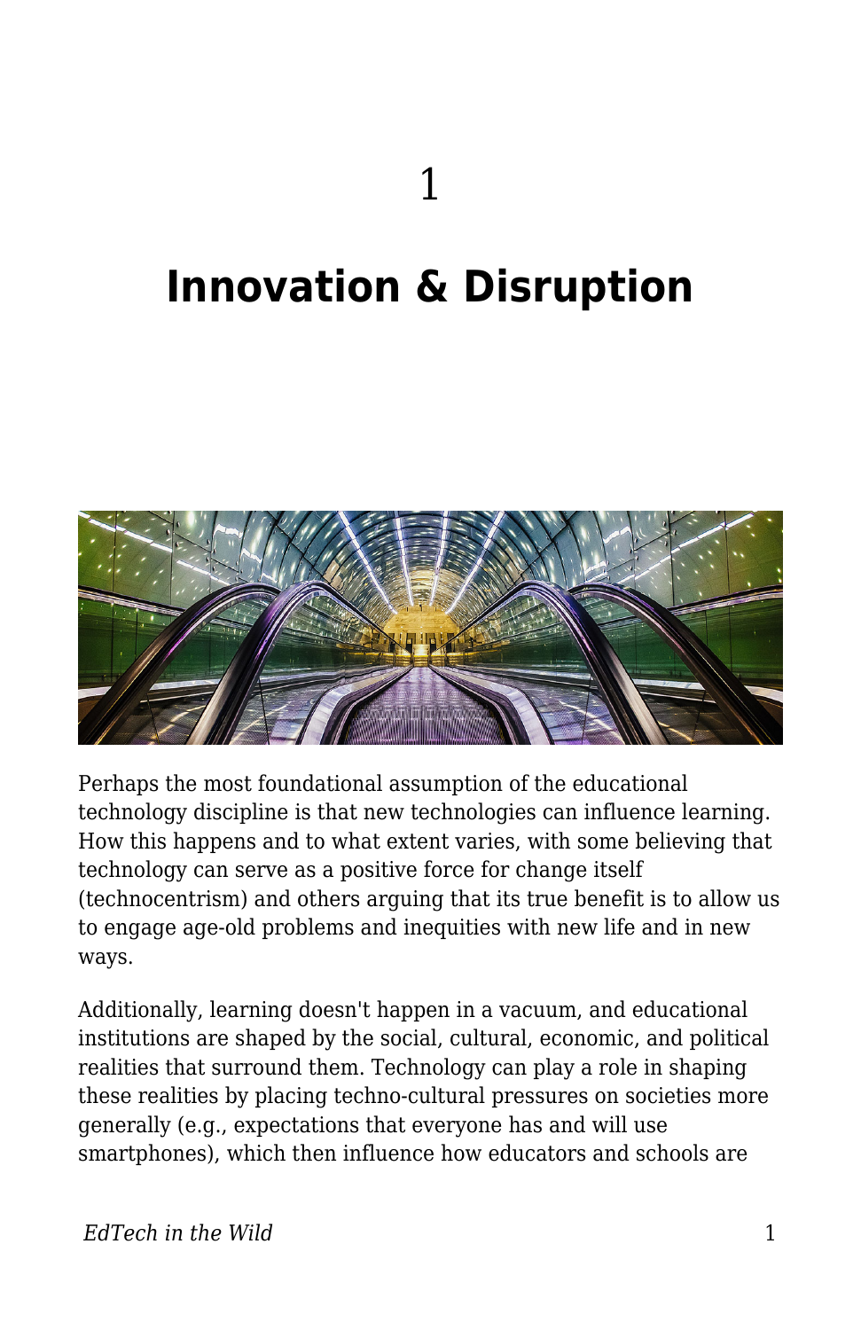# 1

# Innovation & Disruption

Perhaps the most foundational assumption of the educational technology discipline is that new technologies can influence learning. How this happens and to what extent varies, with some believing that technology can serve as a positive force for change itself (technocentrism) and others arguing that its true benefit is to allow us to engage age-old problems and inequities with new life and in new ways.

Additionally, learning doesn't happen in a vacuum, and educational institutions are shaped by the social, cultural, economic, and political realities that surround them. Technology can play a role in shaping these realities by placing techno-cultural pressures on societies more generally (e.g., expectations that everyone has and will use smartphones), which then influence how educators and schools are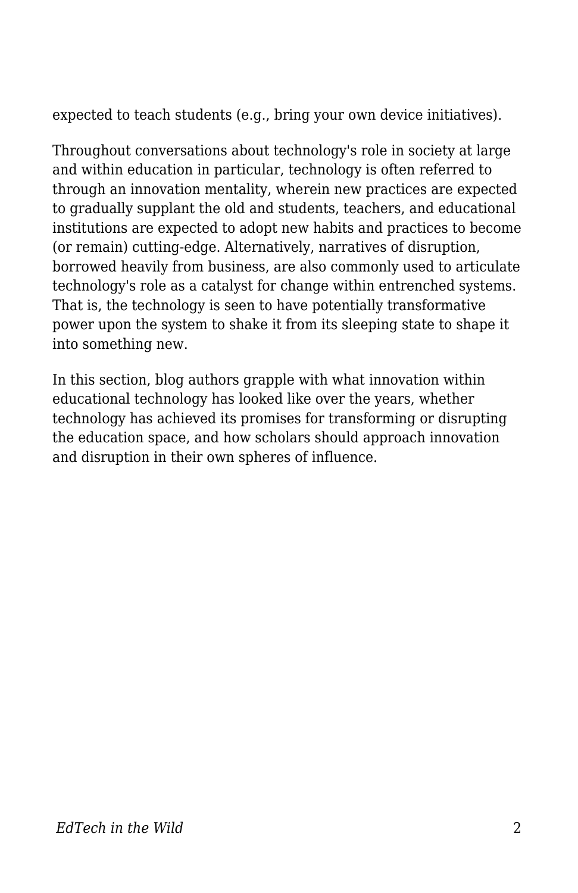expected to teach students (e.g., bring your own device initiatives).

Throughout conversations about technology's role in society at large and within education in particular, technology is often referred to through an innovation mentality, wherein new practices are expected to gradually supplant the old and students, teachers, and educational institutions are expected to adopt new habits and practices to become (or remain) cutting-edge. Alternatively, narratives of disruption, borrowed heavily from business, are also commonly used to articulate technology's role as a catalyst for change within entrenched systems. That is, the technology is seen to have potentially transformative power upon the system to shake it from its sleeping state to shape it into something new.

In this section, blog authors grapple with what innovation within educational technology has looked like over the years, whether technology has achieved its promises for transforming or disrupting the education space, and how scholars should approach innovation and disruption in their own spheres of influence.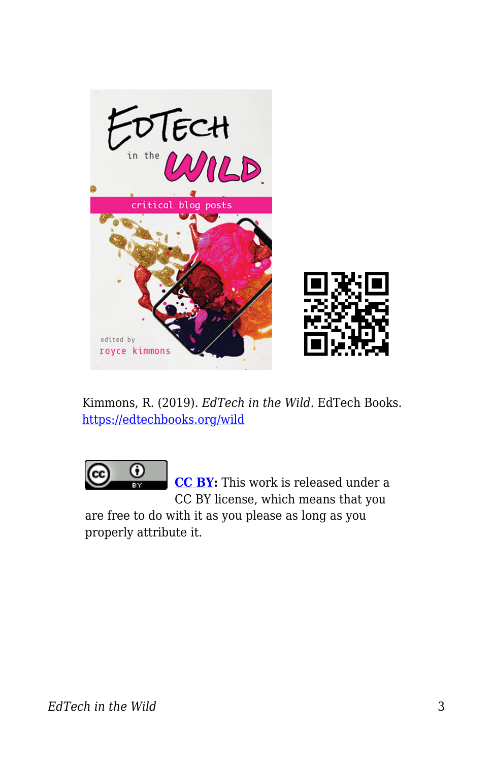Kimmons, R. (2019). *EdTech in the Wild*. EdTech Books. https://edtechbooks.org/wild

**CC BY:** This work is released under a CC BY license, which means that you are free to do with it as you please as long as you properly attribute it.